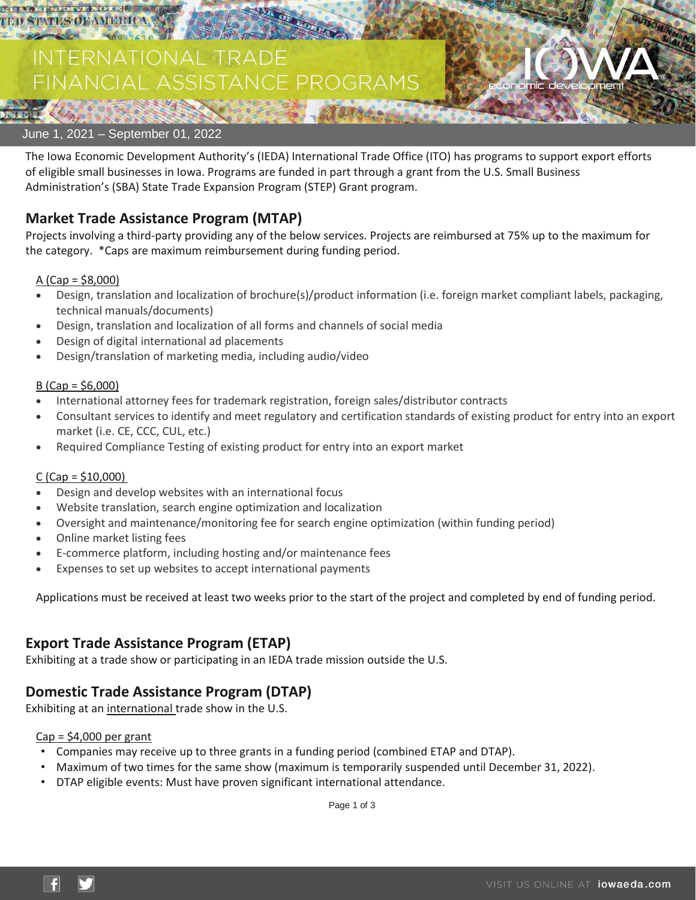# INTERNATIONAL TRADE FINANCIAL ASSISTANCE PROGRAMS

June 1, 2021 – September 01, 2022

The Iowa Economic Development Authority's (IEDA) International Trade Office (ITO) has programs to support export efforts of eligible small businesses in Iowa. Programs are funded in part through a grant from the U.S. Small Business Administration's (SBA) State Trade Expansion Program (STEP) Grant program.

## Market Trade Assistance Program (MTAP)

Projects involving a third-party providing any of the below services. Projects are reimbursed at 75% up to the maximum for the category. *Caps are maximum reimbursement during funding period.

A (Cap = $8,000)

- Design, translation and localization of brochure(s)/product information (i.e. foreign market compliant labels, packaging, technical manuals/documents)
- Design, translation and localization of all forms and channels of social media
- Design of digital international ad placements
- Design/translation of marketing media, including audio/video

B (Cap = $6,000)

- International attorney fees for trademark registration, foreign sales/distributor contracts
- Consultant services to identify and meet regulatory and certification standards of existing product for entry into an export market (i.e. CE, CCC, CUL, etc.)
- Required Compliance Testing of existing product for entry into an export market

C (Cap = $10,000)

- Design and develop websites with an international focus
- Website translation, search engine optimization and localization
- Oversight and maintenance/monitoring fee for search engine optimization (within funding period)
- Online market listing fees
- E-commerce platform, including hosting and/or maintenance fees
- Expenses to set up websites to accept international payments

Applications must be received at least two weeks prior to the start of the project and completed by end of funding period.

## Export Trade Assistance Program (ETAP)

Exhibiting at a trade show or participating in an IEDA trade mission outside the U.S.

## Domestic Trade Assistance Program (DTAP)

Exhibiting at an international trade show in the U.S.

Cap = $4,000 per grant

- Companies may receive up to three grants in a funding period (combined ETAP and DTAP).
- Maximum of two times for the same show (maximum is temporarily suspended until December 31, 2022).
- DTAP eligible events: Must have proven significant international attendance.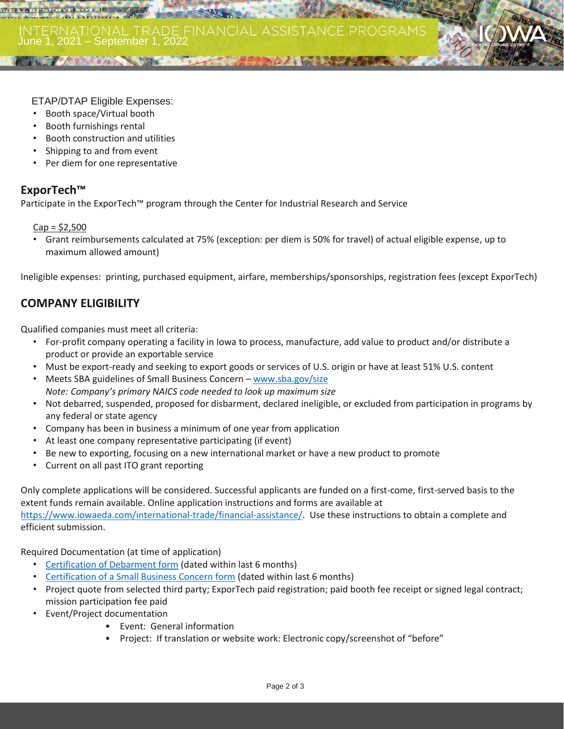ETAP/DTAP Eligible Expenses:

- Booth space/Virtual booth
- Booth furnishings rental
- Booth construction and utilities
- Shipping to and from event
- Per diem for one representative

## ExporTech™

Participate in the ExporTech™ program through the Center for Industrial Research and Service

Cap = $2,500

- Grant reimbursements calculated at 75% (exception: per diem is 50% for travel) of actual eligible expense, up to maximum allowed amount)

Ineligible expenses: printing, purchased equipment, airfare, memberships/sponsorships, registration fees (except ExporTech)

## COMPANY ELIGIBILITY

Qualified companies must meet all criteria:

- For-profit company operating a facility in Iowa to process, manufacture, add value to product and/or distribute a product or provide an exportable service
- Must be export-ready and seeking to export goods or services of U.S. origin or have at least 51% U.S. content
- Meets SBA guidelines of Small Business Concern – [www.sba.gov/size](http://www.sba.gov/size)
  *Note: Company's primary NAICS code needed to look up maximum size*
- Not debarred, suspended, proposed for disbarment, declared ineligible, or excluded from participation in programs by any federal or state agency
- Company has been in business a minimum of one year from application
- At least one company representative participating (if event)
- Be new to exporting, focusing on a new international market or have a new product to promote
- Current on all past ITO grant reporting

Only complete applications will be considered. Successful applicants are funded on a first-come, first-served basis to the extent funds remain available. Online application instructions and forms are available at [https://www.iowaeda.com/international-trade/financial-assistance/](https://www.iowaeda.com/international-trade/financial-assistance/). Use these instructions to obtain a complete and efficient submission.

Required Documentation (at time of application)

- Certification of Debarment form (dated within last 6 months)
- Certification of a Small Business Concern form (dated within last 6 months)
- Project quote from selected third party; ExporTech paid registration; paid booth fee receipt or signed legal contract; mission participation fee paid
- Event/Project documentation
  - Event: General information
  - Project: If translation or website work: Electronic copy/screenshot of "before"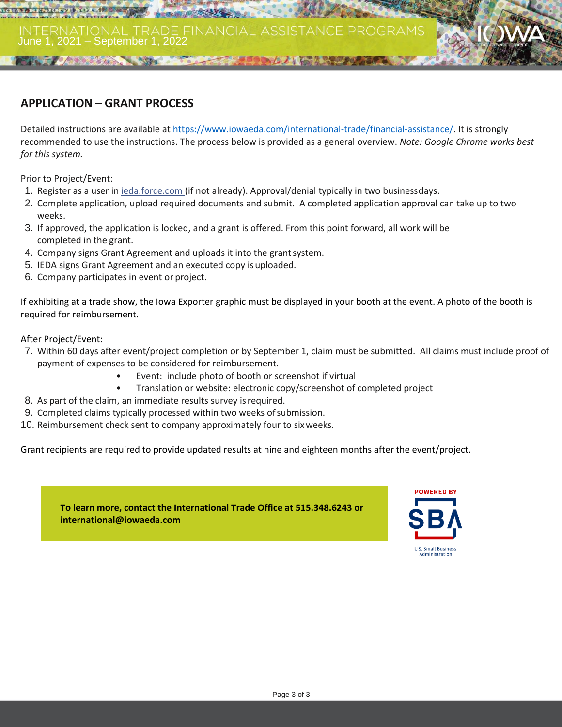## APPLICATION – GRANT PROCESS

Detailed instructions are available at https://www.iowaeda.com/international-trade/financial-assistance/. It is strongly recommended to use the instructions. The process below is provided as a general overview. *Note: Google Chrome works best for this system.*

Prior to Project/Event:

1. Register as a user in ieda.force.com (if not already). Approval/denial typically in two business days.
2. Complete application, upload required documents and submit. A completed application approval can take up to two weeks.
3. If approved, the application is locked, and a grant is offered. From this point forward, all work will be completed in the grant.
4. Company signs Grant Agreement and uploads it into the grant system.
5. IEDA signs Grant Agreement and an executed copy is uploaded.
6. Company participates in event or project.

If exhibiting at a trade show, the Iowa Exporter graphic must be displayed in your booth at the event. A photo of the booth is required for reimbursement.

After Project/Event:

7. Within 60 days after event/project completion or by September 1, claim must be submitted. All claims must include proof of payment of expenses to be considered for reimbursement.
   - Event: include photo of booth or screenshot if virtual
   - Translation or website: electronic copy/screenshot of completed project
8. As part of the claim, an immediate results survey is required.
9. Completed claims typically processed within two weeks of submission.
10. Reimbursement check sent to company approximately four to six weeks.

Grant recipients are required to provide updated results at nine and eighteen months after the event/project.

**To learn more, contact the International Trade Office at 515.348.6243 or international@iowaeda.com**

POWERED BY SBA U.S. Small Business Administration